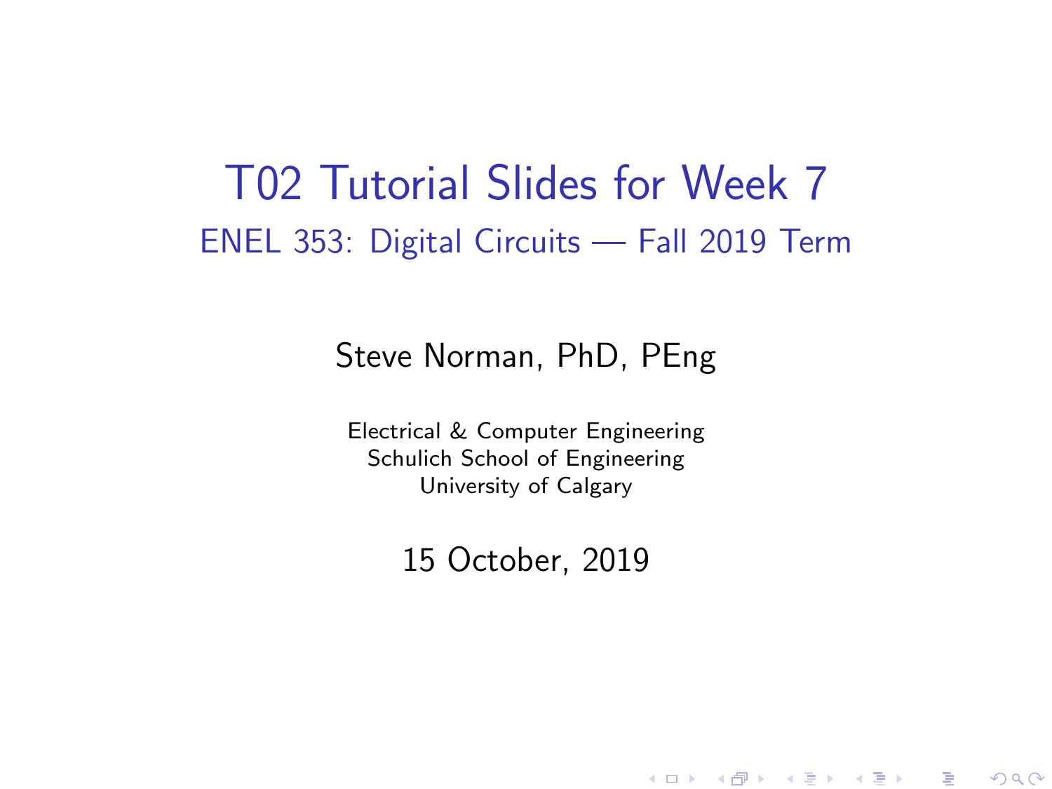# T02 Tutorial Slides for Week 7

## ENEL 353: Digital Circuits — Fall 2019 Term

Steve Norman, PhD, PEng

Electrical & Computer Engineering
Schulich School of Engineering
University of Calgary

15 October, 2019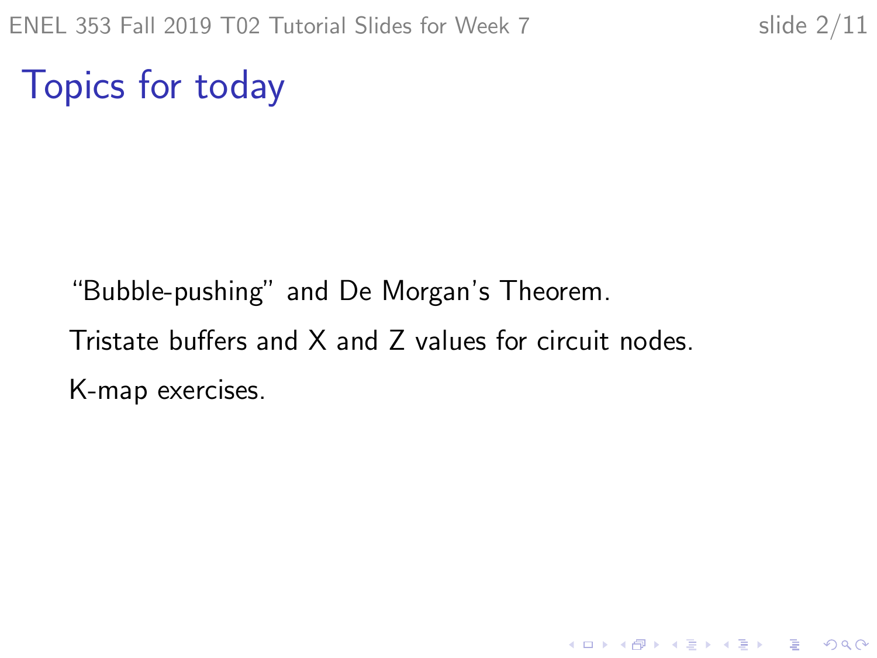# Topics for today

"Bubble-pushing" and De Morgan's Theorem.

Tristate buffers and X and Z values for circuit nodes.

K-map exercises.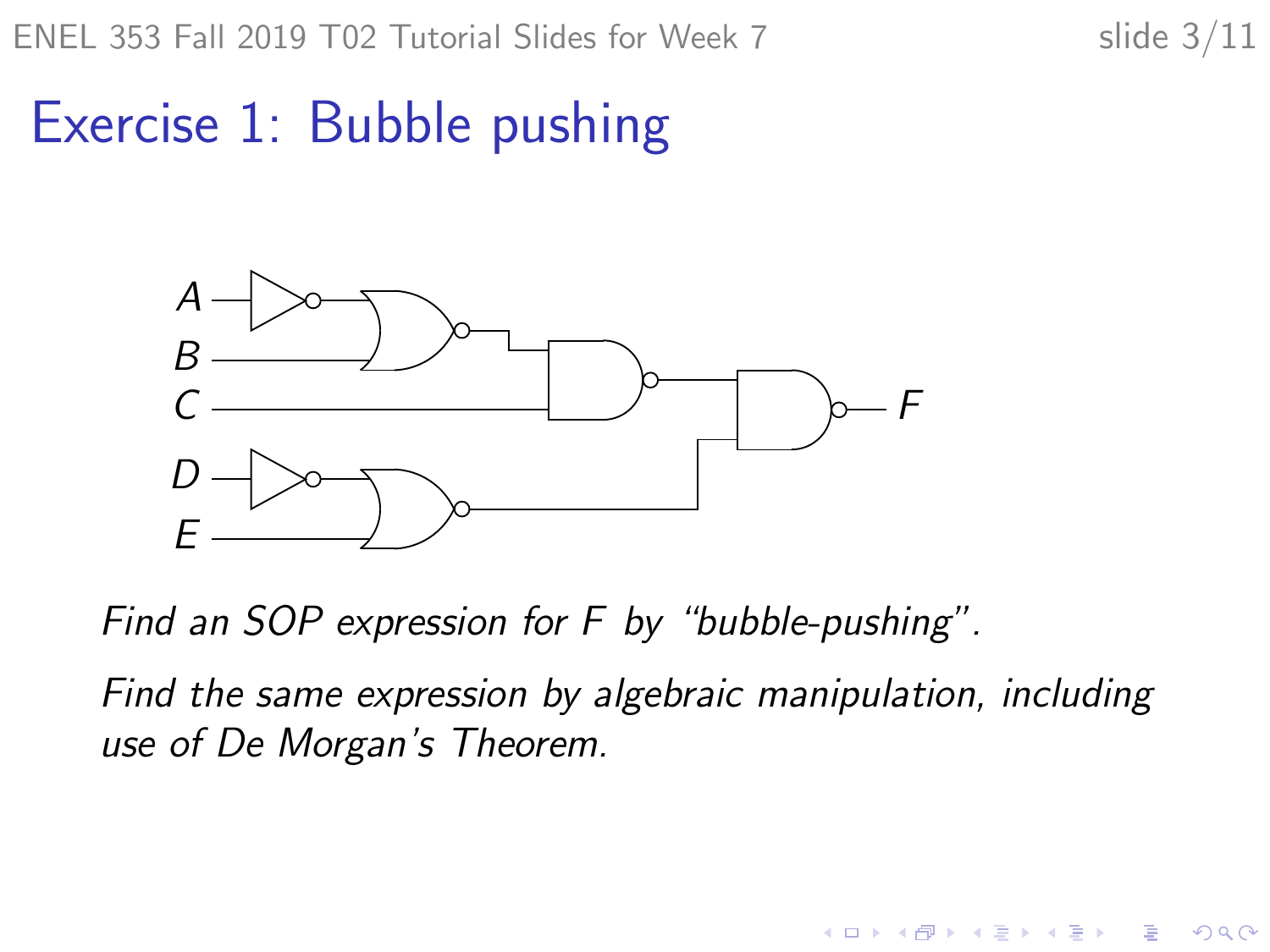# Exercise 1: Bubble pushing

*Find an SOP expression for F by "bubble-pushing".*

*Find the same expression by algebraic manipulation, including use of De Morgan's Theorem.*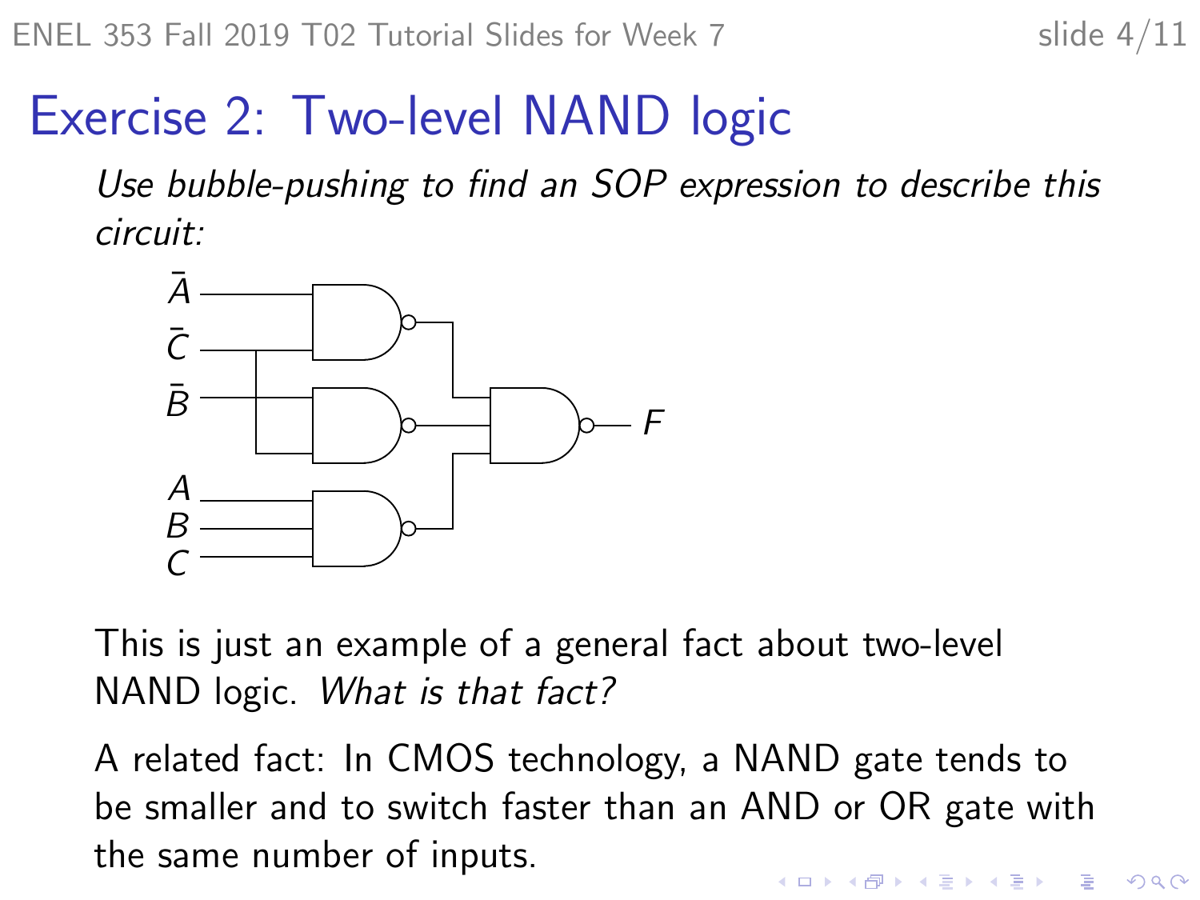# Exercise 2: Two-level NAND logic

*Use bubble-pushing to find an SOP expression to describe this circuit:*

This is just an example of a general fact about two-level NAND logic. *What is that fact?*

A related fact: In CMOS technology, a NAND gate tends to be smaller and to switch faster than an AND or OR gate with the same number of inputs.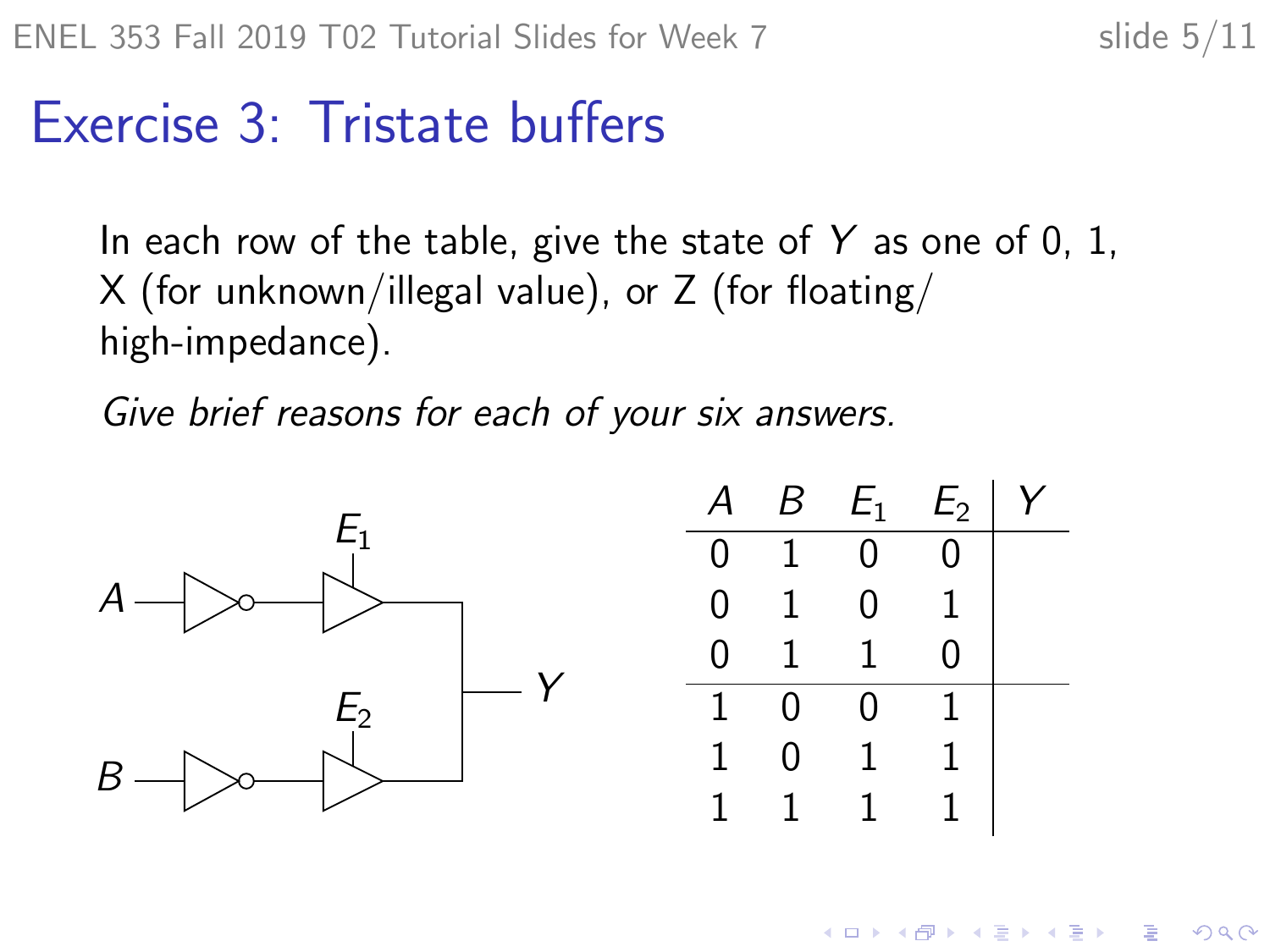# Exercise 3: Tristate buffers

In each row of the table, give the state of $Y$ as one of 0, 1, X (for unknown/illegal value), or Z (for floating/ high-impedance).

*Give brief reasons for each of your six answers.*

| $A$ | $B$ | $E_1$ | $E_2$ | $Y$ |
|---|---|---|---|---|
| 0 | 1 | 0 | 0 | |
| 0 | 1 | 0 | 1 | |
| 0 | 1 | 1 | 0 | |
| 1 | 0 | 0 | 1 | |
| 1 | 0 | 1 | 1 | |
| 1 | 1 | 1 | 1 | |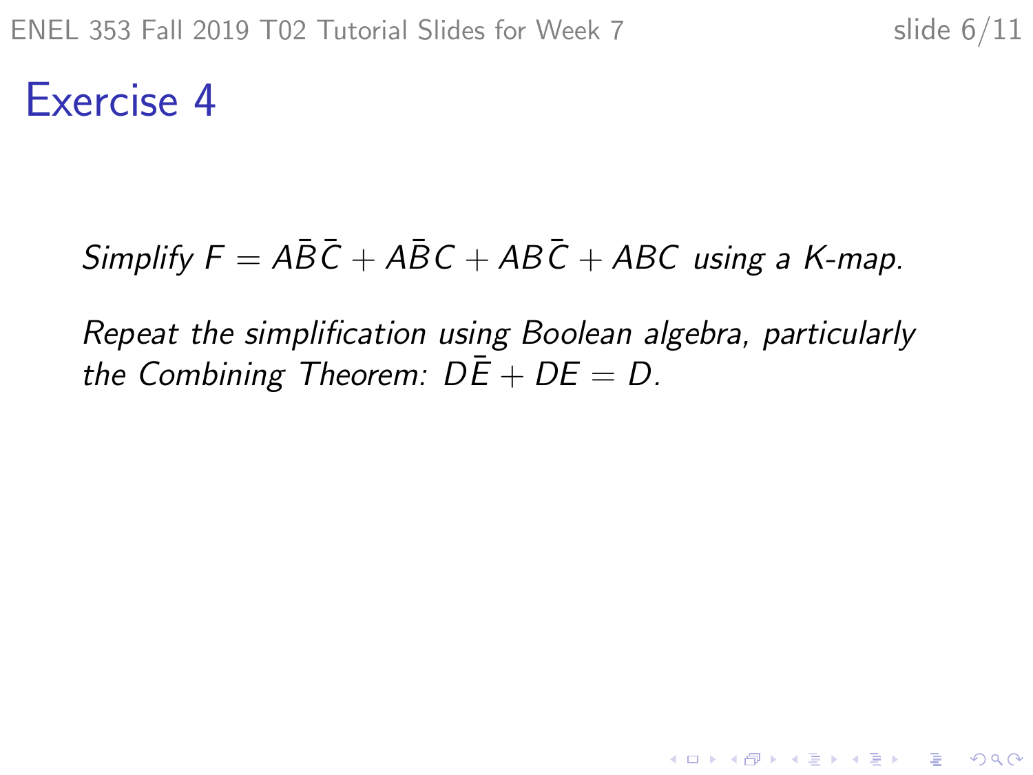# Exercise 4

*Simplify* $F = A\bar{B}\bar{C} + A\bar{B}C + AB\bar{C} + ABC$ *using a K-map.*

*Repeat the simplification using Boolean algebra, particularly the Combining Theorem:* $D\bar{E} + DE = D$.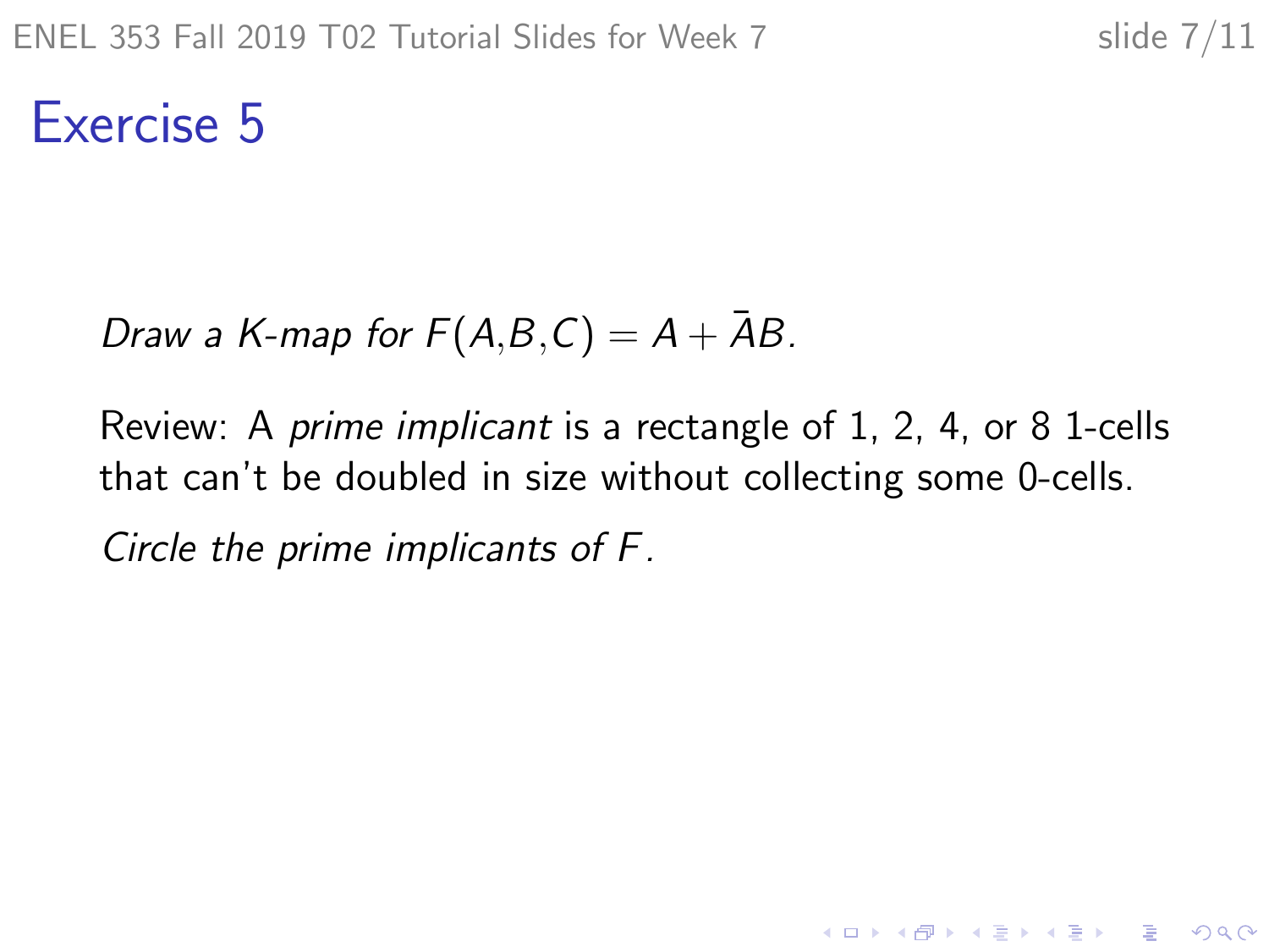# Exercise 5

*Draw a K-map for $F(A,B,C) = A + \bar{A}B$.*

Review: A *prime implicant* is a rectangle of 1, 2, 4, or 8 1-cells that can't be doubled in size without collecting some 0-cells.

*Circle the prime implicants of $F$.*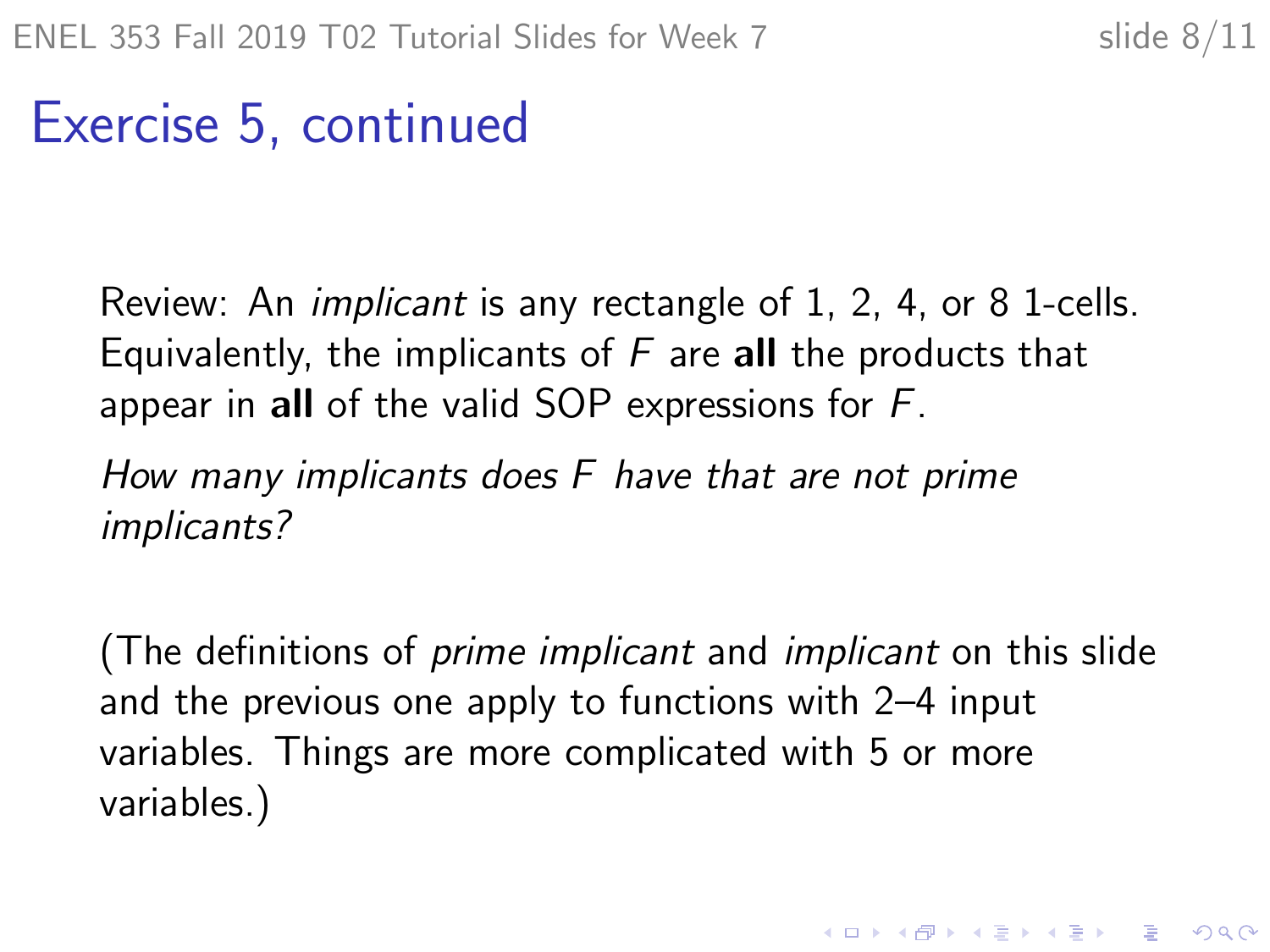# Exercise 5, continued

Review: An *implicant* is any rectangle of 1, 2, 4, or 8 1-cells. Equivalently, the implicants of $F$ are **all** the products that appear in **all** of the valid SOP expressions for $F$.

*How many implicants does $F$ have that are not prime implicants?*

(The definitions of *prime implicant* and *implicant* on this slide and the previous one apply to functions with 2–4 input variables. Things are more complicated with 5 or more variables.)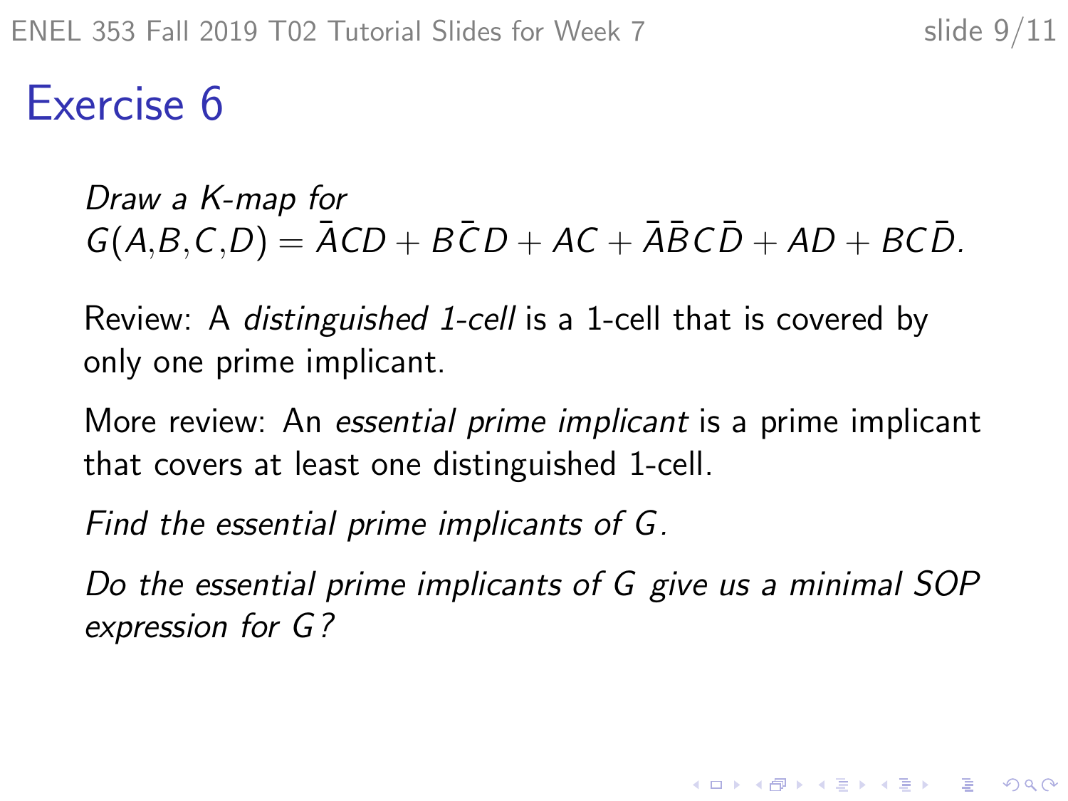# Exercise 6

*Draw a K-map for*
$G(A,B,C,D) = \bar{A}CD + B\bar{C}D + AC + \bar{A}\bar{B}C\bar{D} + AD + BC\bar{D}$.

Review: A *distinguished 1-cell* is a 1-cell that is covered by only one prime implicant.

More review: An *essential prime implicant* is a prime implicant that covers at least one distinguished 1-cell.

*Find the essential prime implicants of $G$.*

*Do the essential prime implicants of $G$ give us a minimal SOP expression for $G$?*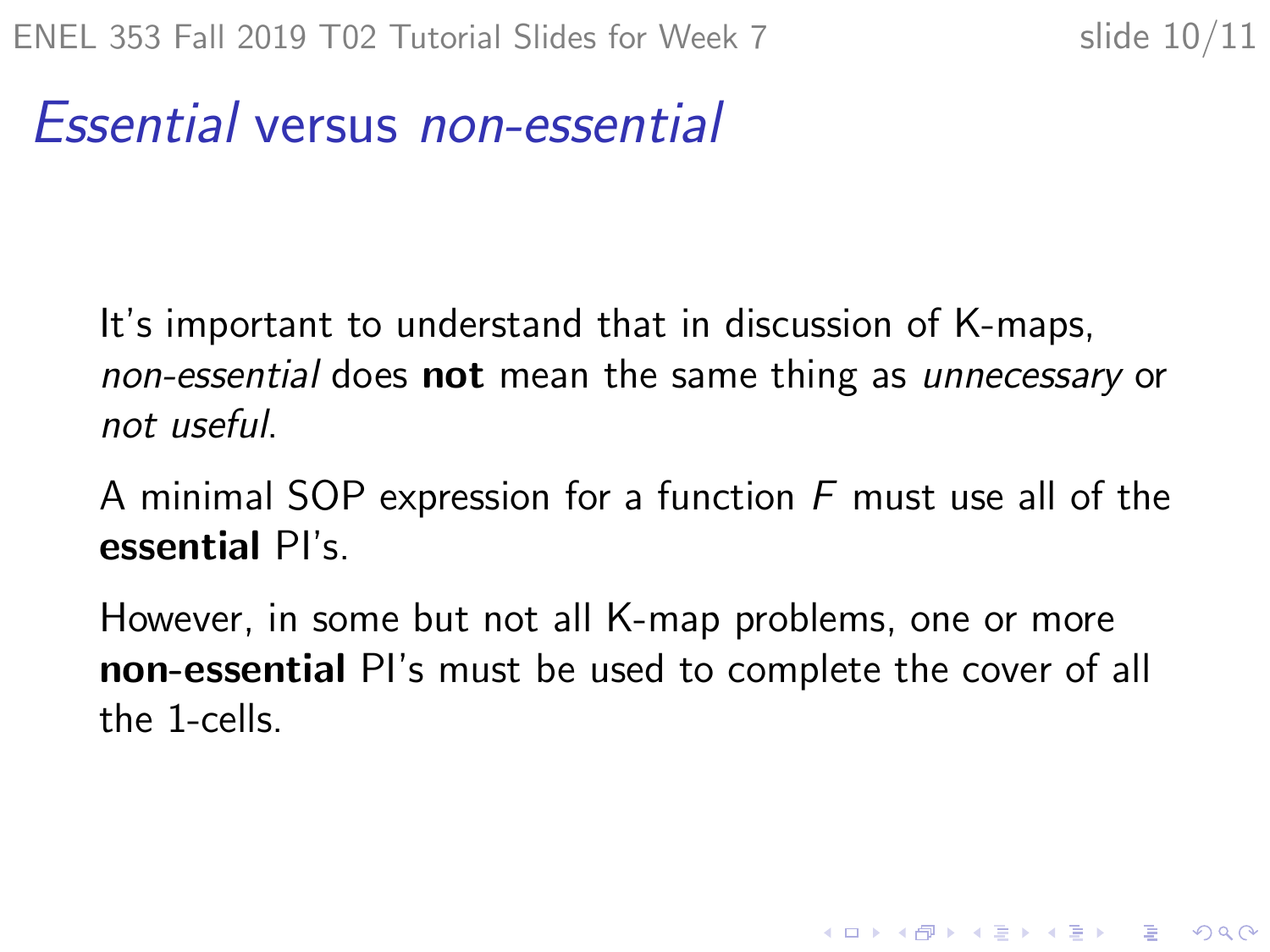# *Essential* versus *non-essential*

It's important to understand that in discussion of K-maps, *non-essential* does **not** mean the same thing as *unnecessary* or *not useful*.

A minimal SOP expression for a function $F$ must use all of the **essential** PI's.

However, in some but not all K-map problems, one or more **non-essential** PI's must be used to complete the cover of all the 1-cells.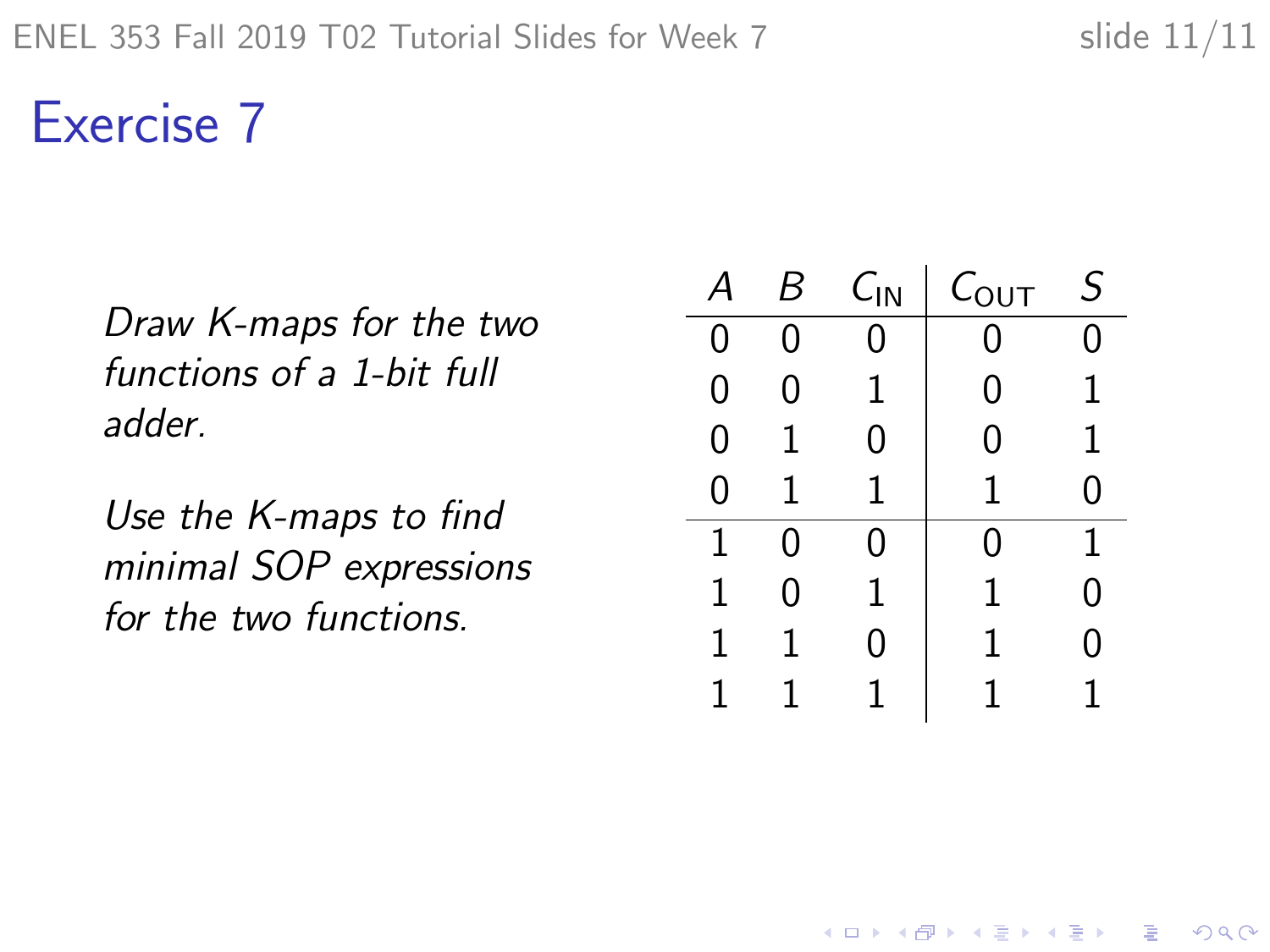# Exercise 7

*Draw K-maps for the two functions of a 1-bit full adder.*

*Use the K-maps to find minimal SOP expressions for the two functions.*

| $A$ | $B$ | $C_{IN}$ | $C_{OUT}$ | $S$ |
|---|---|---|---|---|
| 0 | 0 | 0 | 0 | 0 |
| 0 | 0 | 1 | 0 | 1 |
| 0 | 1 | 0 | 0 | 1 |
| 0 | 1 | 1 | 1 | 0 |
| 1 | 0 | 0 | 0 | 1 |
| 1 | 0 | 1 | 1 | 0 |
| 1 | 1 | 0 | 1 | 0 |
| 1 | 1 | 1 | 1 | 1 |